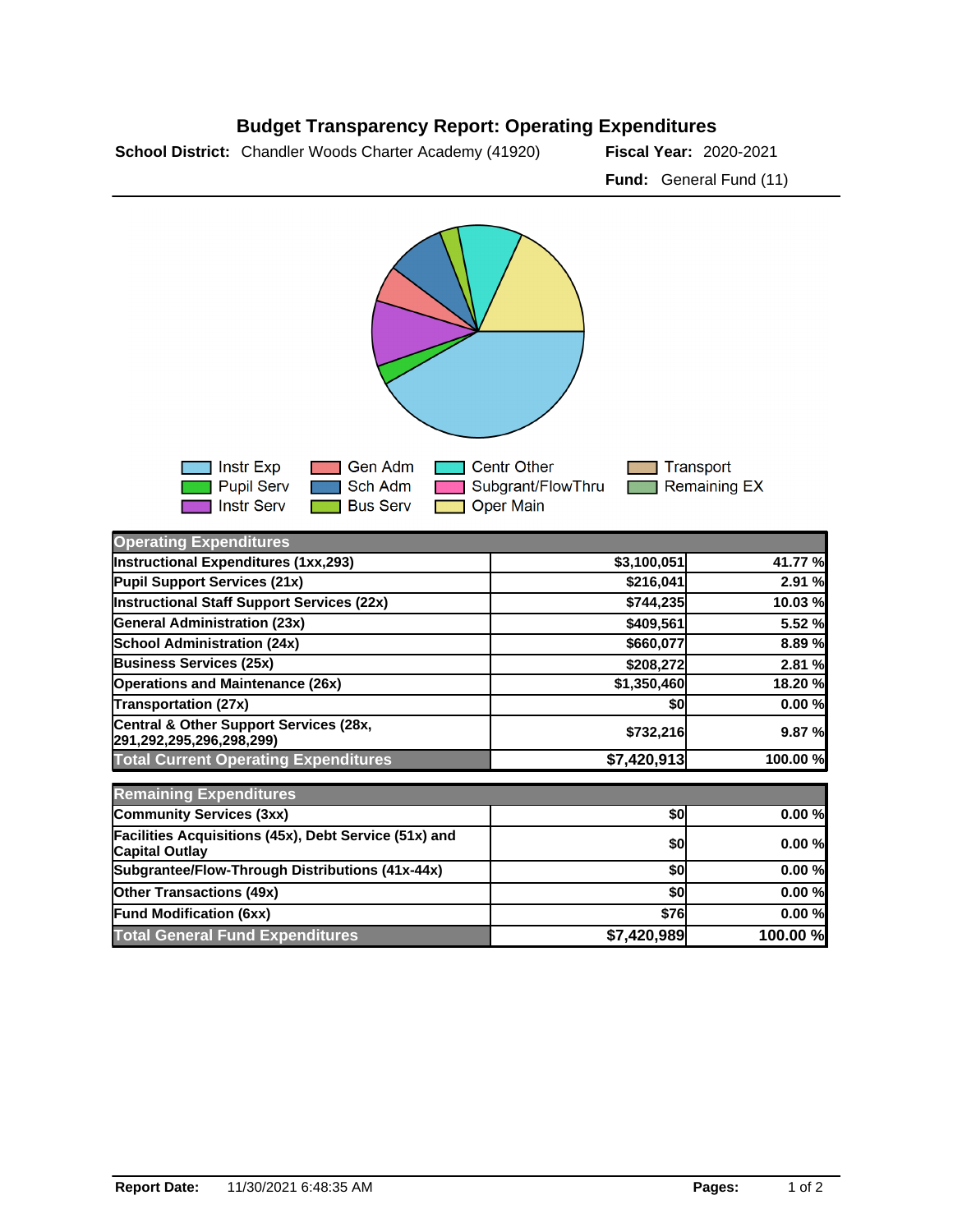# Budget Transparency Report: Operating Expenditures

**School District:** Chandler Woods Charter Academy (41920)

**Fiscal Year:** 2020-2021

**Fund:** General Fund (11)

Instr Exp | Pupil Serv | Instr Serv | Gen Adm | Sch Adm | Bus Serv | Centr Other | Subgrant/FlowThru | Oper Main | Transport | Remaining EX

| Operating Expenditures | | |
|---|---|---|
| Instructional Expenditures (1xx,293) | $3,100,051 | 41.77 % |
| Pupil Support Services (21x) | $216,041 | 2.91 % |
| Instructional Staff Support Services (22x) | $744,235 | 10.03 % |
| General Administration (23x) | $409,561 | 5.52 % |
| School Administration (24x) | $660,077 | 8.89 % |
| Business Services (25x) | $208,272 | 2.81 % |
| Operations and Maintenance (26x) | $1,350,460 | 18.20 % |
| Transportation (27x) | $0 | 0.00 % |
| Central & Other Support Services (28x, 291,292,295,296,298,299) | $732,216 | 9.87 % |
| **Total Current Operating Expenditures** | **$7,420,913** | **100.00 %** |

| Remaining Expenditures | | |
|---|---|---|
| Community Services (3xx) | $0 | 0.00 % |
| Facilities Acquisitions (45x), Debt Service (51x) and Capital Outlay | $0 | 0.00 % |
| Subgrantee/Flow-Through Distributions (41x-44x) | $0 | 0.00 % |
| Other Transactions (49x) | $0 | 0.00 % |
| Fund Modification (6xx) | $76 | 0.00 % |
| **Total General Fund Expenditures** | **$7,420,989** | **100.00 %** |

**Report Date:** 11/30/2021 6:48:35 AM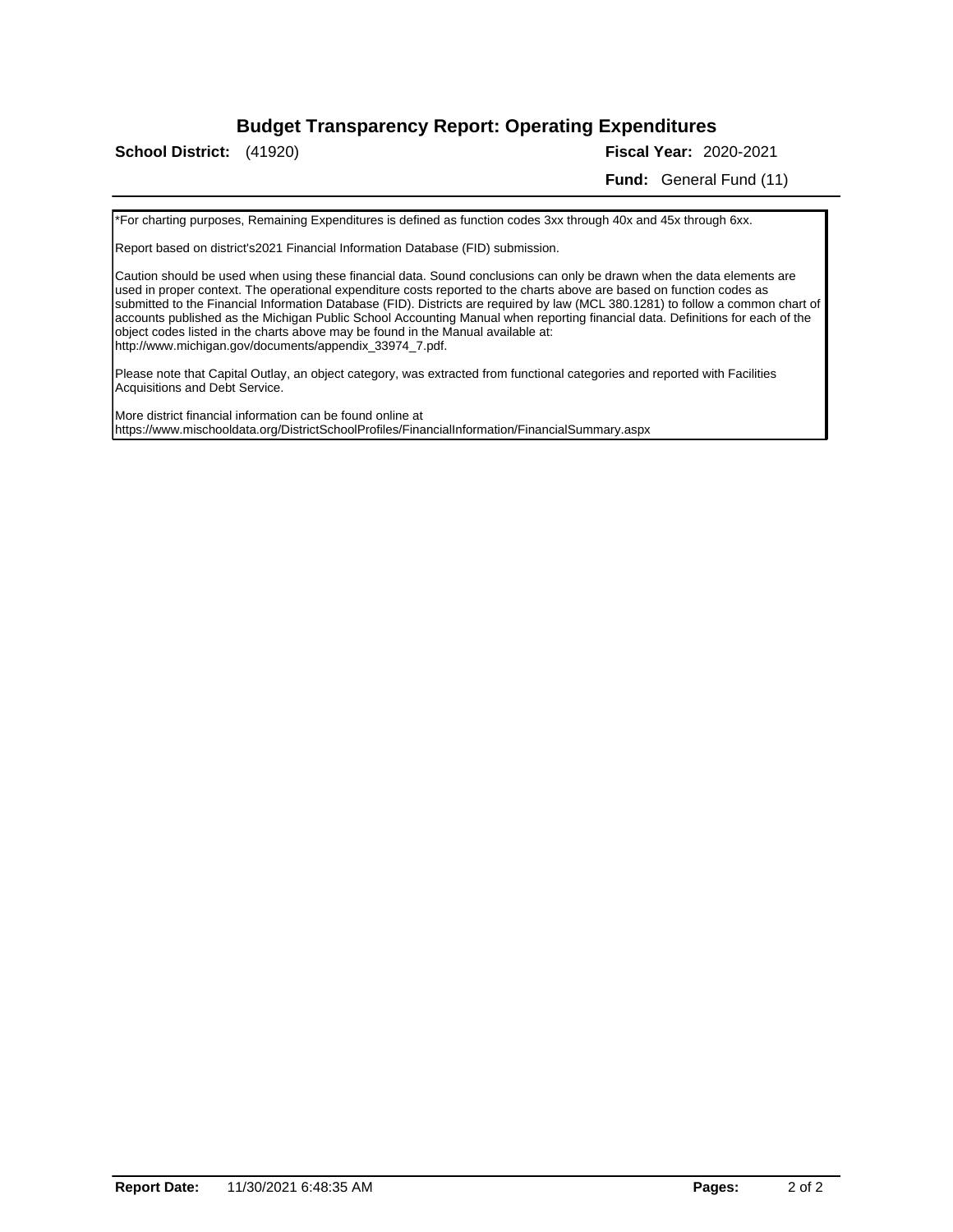## Budget Transparency Report: Operating Expenditures

**School District:** (41920)

**Fiscal Year:** 2020-2021

**Fund:** General Fund (11)

*For charting purposes, Remaining Expenditures is defined as function codes 3xx through 40x and 45x through 6xx.

Report based on district's2021 Financial Information Database (FID) submission.

Caution should be used when using these financial data. Sound conclusions can only be drawn when the data elements are used in proper context. The operational expenditure costs reported to the charts above are based on function codes as submitted to the Financial Information Database (FID). Districts are required by law (MCL 380.1281) to follow a common chart of accounts published as the Michigan Public School Accounting Manual when reporting financial data. Definitions for each of the object codes listed in the charts above may be found in the Manual available at: http://www.michigan.gov/documents/appendix_33974_7.pdf.

Please note that Capital Outlay, an object category, was extracted from functional categories and reported with Facilities Acquisitions and Debt Service.

More district financial information can be found online at https://www.mischooldata.org/DistrictSchoolProfiles/FinancialInformation/FinancialSummary.aspx

**Report Date:** 11/30/2021 6:48:35 AM